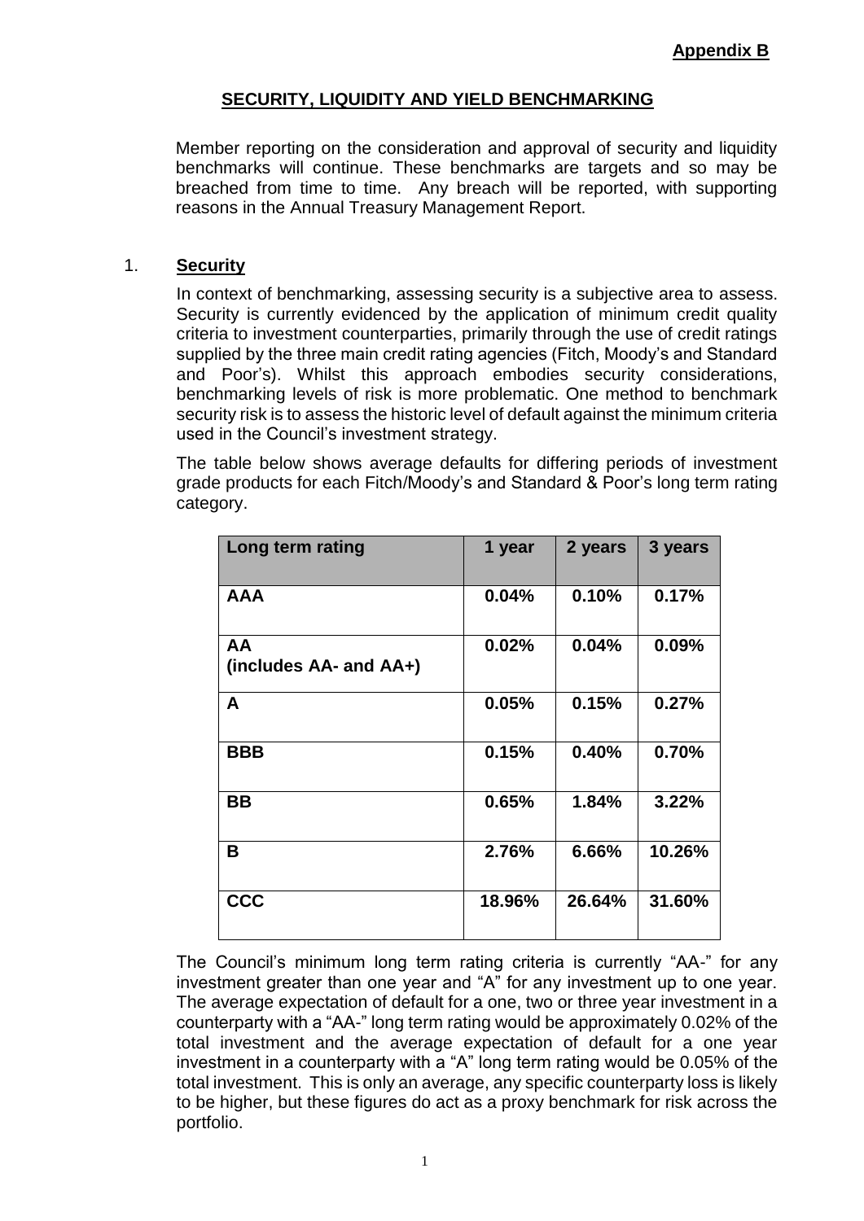**Appendix B**

## SECURITY, LIQUIDITY AND YIELD BENCHMARKING

Member reporting on the consideration and approval of security and liquidity benchmarks will continue. These benchmarks are targets and so may be breached from time to time. Any breach will be reported, with supporting reasons in the Annual Treasury Management Report.

### 1. Security

In context of benchmarking, assessing security is a subjective area to assess. Security is currently evidenced by the application of minimum credit quality criteria to investment counterparties, primarily through the use of credit ratings supplied by the three main credit rating agencies (Fitch, Moody's and Standard and Poor's). Whilst this approach embodies security considerations, benchmarking levels of risk is more problematic. One method to benchmark security risk is to assess the historic level of default against the minimum criteria used in the Council's investment strategy.

The table below shows average defaults for differing periods of investment grade products for each Fitch/Moody's and Standard & Poor's long term rating category.

| Long term rating | 1 year | 2 years | 3 years |
|---|---|---|---|
| **AAA** | **0.04%** | **0.10%** | **0.17%** |
| **AA (includes AA- and AA+)** | **0.02%** | **0.04%** | **0.09%** |
| **A** | **0.05%** | **0.15%** | **0.27%** |
| **BBB** | **0.15%** | **0.40%** | **0.70%** |
| **BB** | **0.65%** | **1.84%** | **3.22%** |
| **B** | **2.76%** | **6.66%** | **10.26%** |
| **CCC** | **18.96%** | **26.64%** | **31.60%** |

The Council's minimum long term rating criteria is currently "AA-" for any investment greater than one year and "A" for any investment up to one year. The average expectation of default for a one, two or three year investment in a counterparty with a "AA-" long term rating would be approximately 0.02% of the total investment and the average expectation of default for a one year investment in a counterparty with a "A" long term rating would be 0.05% of the total investment. This is only an average, any specific counterparty loss is likely to be higher, but these figures do act as a proxy benchmark for risk across the portfolio.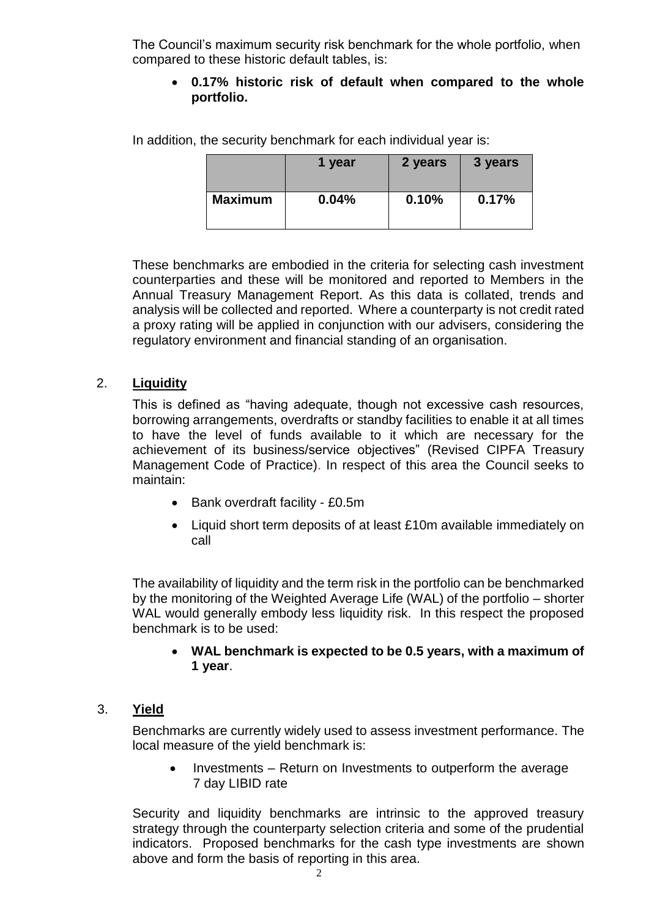The Council's maximum security risk benchmark for the whole portfolio, when compared to these historic default tables, is:

- **0.17% historic risk of default when compared to the whole portfolio.**

In addition, the security benchmark for each individual year is:

| | 1 year | 2 years | 3 years |
|---|---|---|---|
| **Maximum** | **0.04%** | **0.10%** | **0.17%** |

These benchmarks are embodied in the criteria for selecting cash investment counterparties and these will be monitored and reported to Members in the Annual Treasury Management Report. As this data is collated, trends and analysis will be collected and reported. Where a counterparty is not credit rated a proxy rating will be applied in conjunction with our advisers, considering the regulatory environment and financial standing of an organisation.

2. **Liquidity**

This is defined as "having adequate, though not excessive cash resources, borrowing arrangements, overdrafts or standby facilities to enable it at all times to have the level of funds available to it which are necessary for the achievement of its business/service objectives" (Revised CIPFA Treasury Management Code of Practice). In respect of this area the Council seeks to maintain:

- Bank overdraft facility - £0.5m
- Liquid short term deposits of at least £10m available immediately on call

The availability of liquidity and the term risk in the portfolio can be benchmarked by the monitoring of the Weighted Average Life (WAL) of the portfolio – shorter WAL would generally embody less liquidity risk. In this respect the proposed benchmark is to be used:

- **WAL benchmark is expected to be 0.5 years, with a maximum of 1 year**.

3. **Yield**

Benchmarks are currently widely used to assess investment performance. The local measure of the yield benchmark is:

- Investments – Return on Investments to outperform the average 7 day LIBID rate

Security and liquidity benchmarks are intrinsic to the approved treasury strategy through the counterparty selection criteria and some of the prudential indicators. Proposed benchmarks for the cash type investments are shown above and form the basis of reporting in this area.